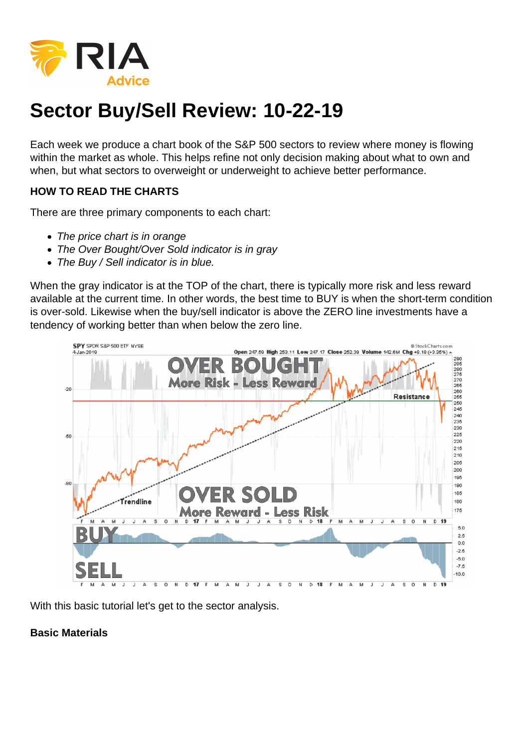# Sector Buy/Sell Review: 10-22-19

Each week we produce a chart book of the S&P 500 sectors to review where money is flowing within the market as whole. This helps refine not only decision making about what to own and when, but what sectors to overweight or underweight to achieve better performance.

**HOW TO READ THE CHARTS**

There are three primary components to each chart:

- *The price chart is in orange*
- *The Over Bought/Over Sold indicator is in gray*
- *The Buy / Sell indicator is in blue.*

When the gray indicator is at the TOP of the chart, there is typically more risk and less reward available at the current time. In other words, the best time to BUY is when the short-term condition is over-sold. Likewise when the buy/sell indicator is above the ZERO line investments have a tendency of working better than when below the zero line.

With this basic tutorial let's get to the sector analysis.

**Basic Materials**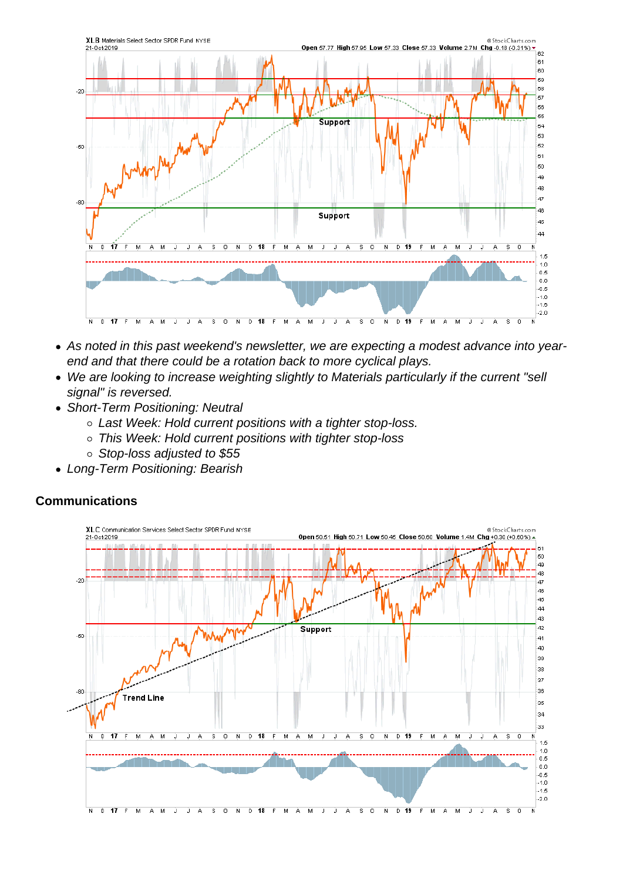- *As noted in this past weekend's newsletter, we are expecting a modest advance into year-end and that there could be a rotation back to more cyclical plays.*
- *We are looking to increase weighting slightly to Materials particularly if the current "sell signal" is reversed.*
- *Short-Term Positioning: Neutral*
  - *Last Week: Hold current positions with a tighter stop-loss.*
  - *This Week: Hold current positions with tighter stop-loss*
  - *Stop-loss adjusted to $55*
- *Long-Term Positioning: Bearish*

**Communications**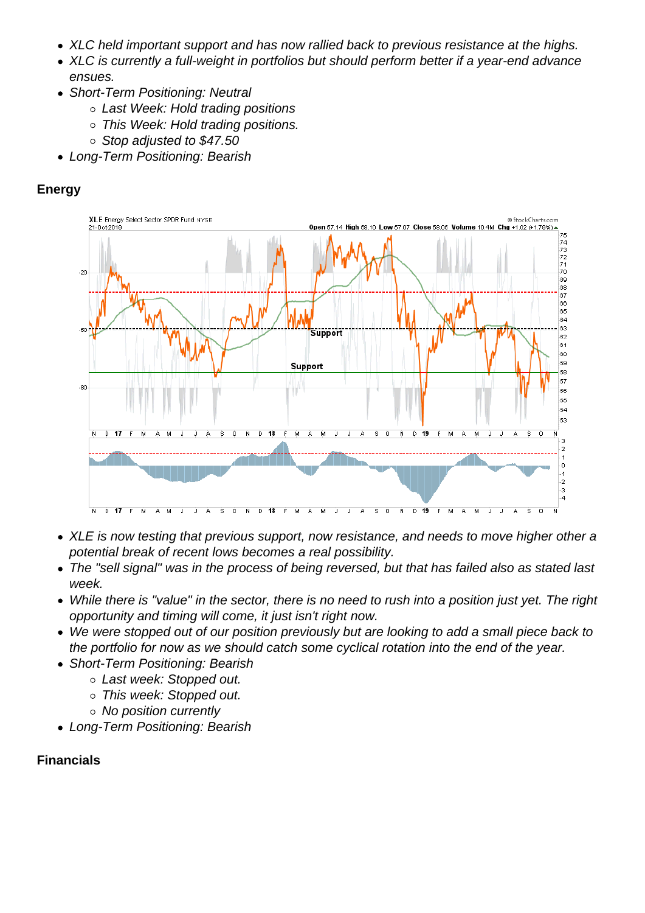- XLC held important support and has now rallied back to previous resistance at the highs.
- XLC is currently a full-weight in portfolios but should perform better if a year-end advance ensues.
- Short-Term Positioning: Neutral
  - Last Week: Hold trading positions
  - This Week: Hold trading positions.
  - Stop adjusted to $47.50
- Long-Term Positioning: Bearish

## Energy

- XLE is now testing that previous support, now resistance, and needs to move higher other a potential break of recent lows becomes a real possibility.
- The "sell signal" was in the process of being reversed, but that has failed also as stated last week.
- While there is "value" in the sector, there is no need to rush into a position just yet. The right opportunity and timing will come, it just isn't right now.
- We were stopped out of our position previously but are looking to add a small piece back to the portfolio for now as we should catch some cyclical rotation into the end of the year.
- Short-Term Positioning: Bearish
  - Last week: Stopped out.
  - This week: Stopped out.
  - No position currently
- Long-Term Positioning: Bearish

## Financials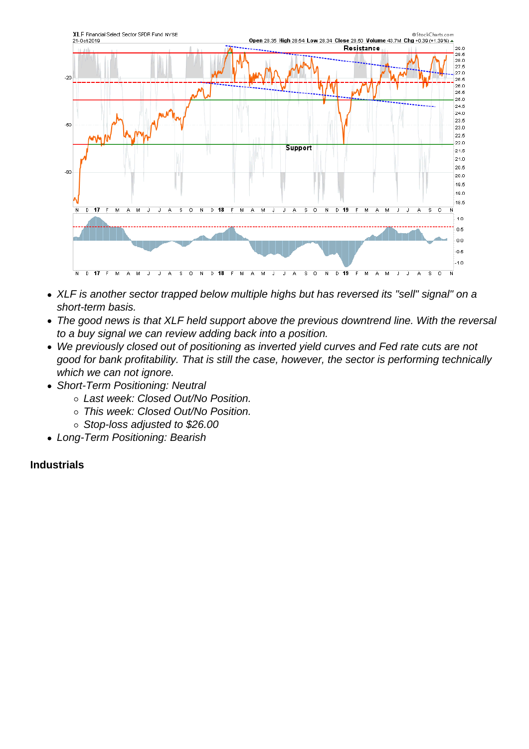- *XLF is another sector trapped below multiple highs but has reversed its "sell" signal" on a short-term basis.*
- *The good news is that XLF held support above the previous downtrend line. With the reversal to a buy signal we can review adding back into a position.*
- *We previously closed out of positioning as inverted yield curves and Fed rate cuts are not good for bank profitability. That is still the case, however, the sector is performing technically which we can not ignore.*
- *Short-Term Positioning: Neutral*
  - *Last week: Closed Out/No Position.*
  - *This week: Closed Out/No Position.*
  - *Stop-loss adjusted to $26.00*
- *Long-Term Positioning: Bearish*

**Industrials**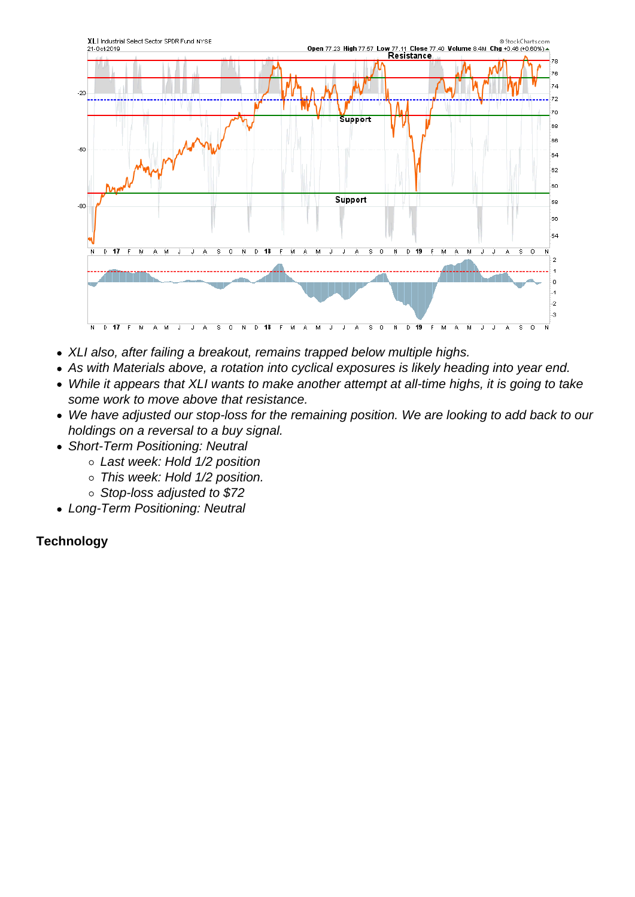- *XLI also, after failing a breakout, remains trapped below multiple highs.*
- *As with Materials above, a rotation into cyclical exposures is likely heading into year end.*
- *While it appears that XLI wants to make another attempt at all-time highs, it is going to take some work to move above that resistance.*
- *We have adjusted our stop-loss for the remaining position. We are looking to add back to our holdings on a reversal to a buy signal.*
- *Short-Term Positioning: Neutral*
  - *Last week: Hold 1/2 position*
  - *This week: Hold 1/2 position.*
  - *Stop-loss adjusted to $72*
- *Long-Term Positioning: Neutral*

**Technology**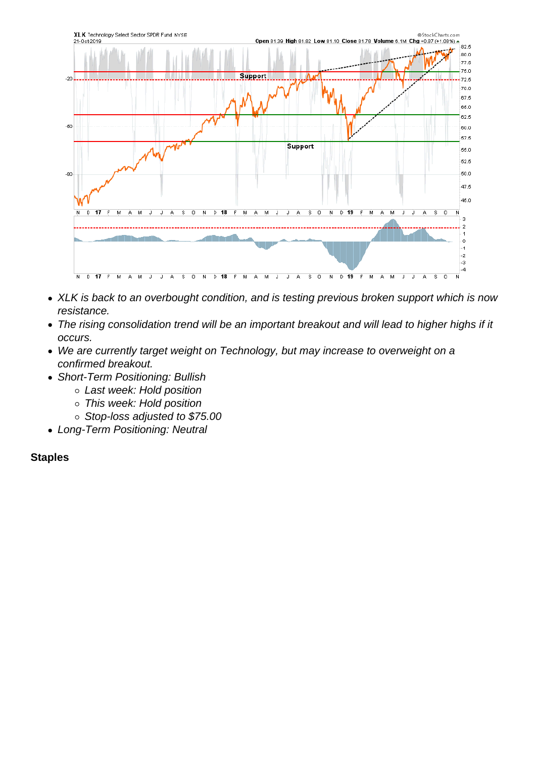- *XLK is back to an overbought condition, and is testing previous broken support which is now resistance.*
- *The rising consolidation trend will be an important breakout and will lead to higher highs if it occurs.*
- *We are currently target weight on Technology, but may increase to overweight on a confirmed breakout.*
- *Short-Term Positioning: Bullish*
  - *Last week: Hold position*
  - *This week: Hold position*
  - *Stop-loss adjusted to $75.00*
- *Long-Term Positioning: Neutral*

**Staples**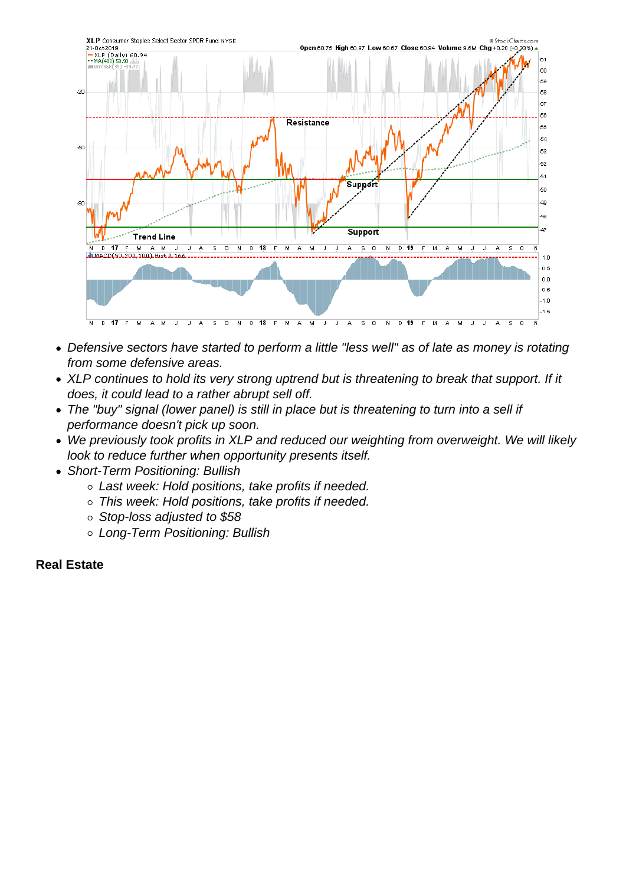- *Defensive sectors have started to perform a little "less well" as of late as money is rotating from some defensive areas.*
- *XLP continues to hold its very strong uptrend but is threatening to break that support. If it does, it could lead to a rather abrupt sell off.*
- *The "buy" signal (lower panel) is still in place but is threatening to turn into a sell if performance doesn't pick up soon.*
- *We previously took profits in XLP and reduced our weighting from overweight. We will likely look to reduce further when opportunity presents itself.*
- *Short-Term Positioning: Bullish*
    - *Last week: Hold positions, take profits if needed.*
    - *This week: Hold positions, take profits if needed.*
    - *Stop-loss adjusted to $58*
    - *Long-Term Positioning: Bullish*

**Real Estate**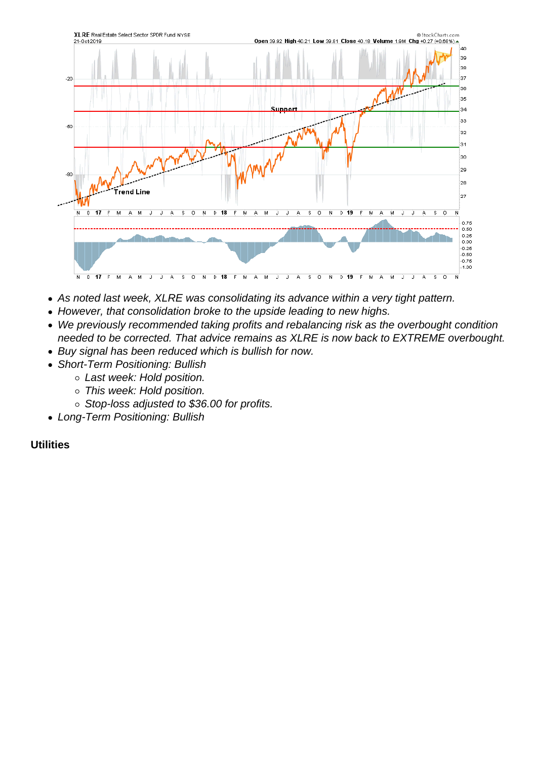- *As noted last week, XLRE was consolidating its advance within a very tight pattern.*
- *However, that consolidation broke to the upside leading to new highs.*
- *We previously recommended taking profits and rebalancing risk as the overbought condition needed to be corrected. That advice remains as XLRE is now back to EXTREME overbought.*
- *Buy signal has been reduced which is bullish for now.*
- *Short-Term Positioning: Bullish*
  - *Last week: Hold position.*
  - *This week: Hold position.*
  - *Stop-loss adjusted to $36.00 for profits.*
- *Long-Term Positioning: Bullish*

**Utilities**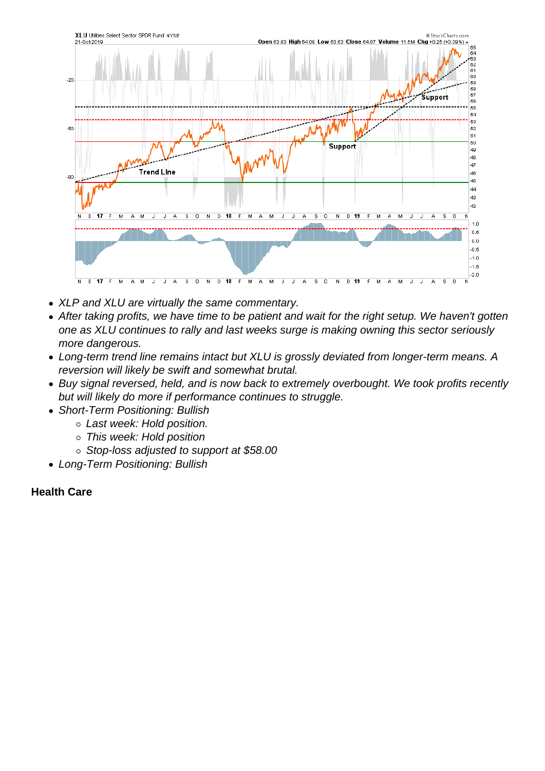- XLP and XLU are virtually the same commentary.
- After taking profits, we have time to be patient and wait for the right setup. We haven't gotten one as XLU continues to rally and last weeks surge is making owning this sector seriously more dangerous.
- Long-term trend line remains intact but XLU is grossly deviated from longer-term means. A reversion will likely be swift and somewhat brutal.
- Buy signal reversed, held, and is now back to extremely overbought. We took profits recently but will likely do more if performance continues to struggle.
- Short-Term Positioning: Bullish
  - Last week: Hold position.
  - This week: Hold position
  - Stop-loss adjusted to support at $58.00
- Long-Term Positioning: Bullish

**Health Care**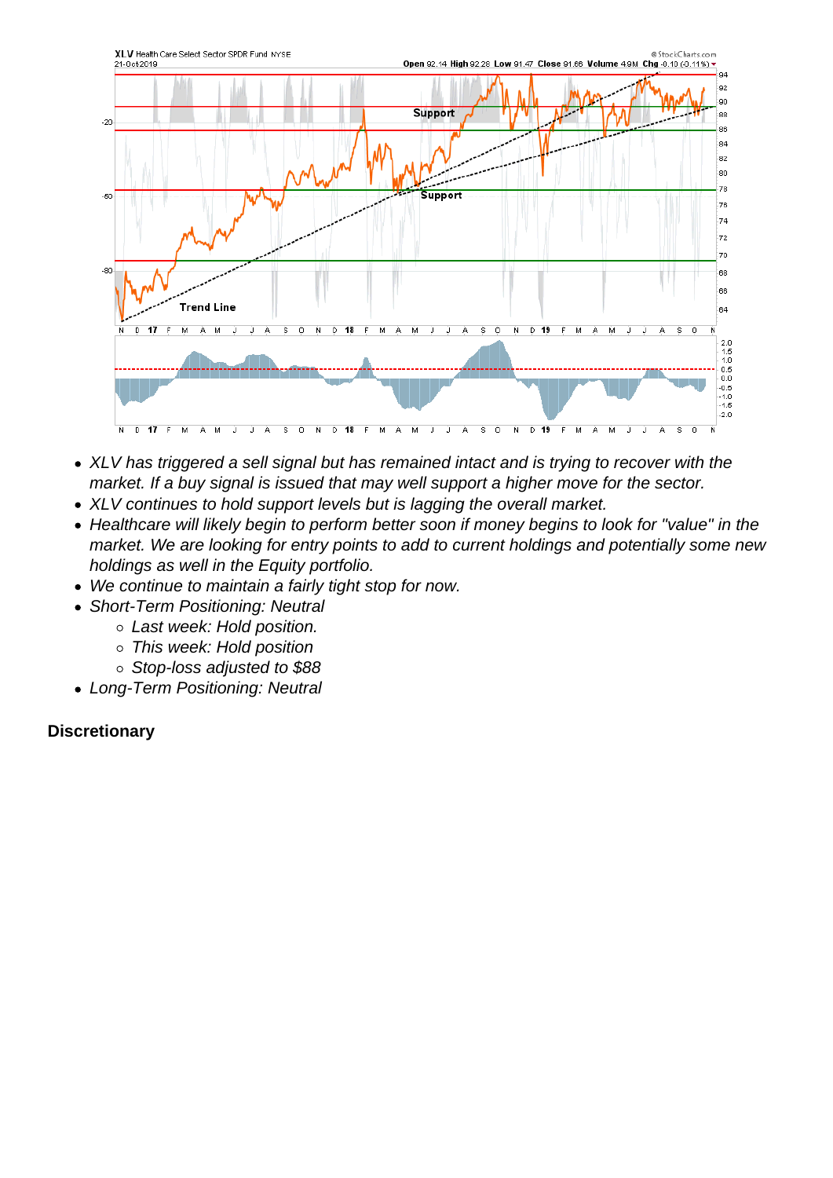- *XLV has triggered a sell signal but has remained intact and is trying to recover with the market. If a buy signal is issued that may well support a higher move for the sector.*
- *XLV continues to hold support levels but is lagging the overall market.*
- *Healthcare will likely begin to perform better soon if money begins to look for "value" in the market. We are looking for entry points to add to current holdings and potentially some new holdings as well in the Equity portfolio.*
- *We continue to maintain a fairly tight stop for now.*
- *Short-Term Positioning: Neutral*
  - *Last week: Hold position.*
  - *This week: Hold position*
  - *Stop-loss adjusted to $88*
- *Long-Term Positioning: Neutral*

**Discretionary**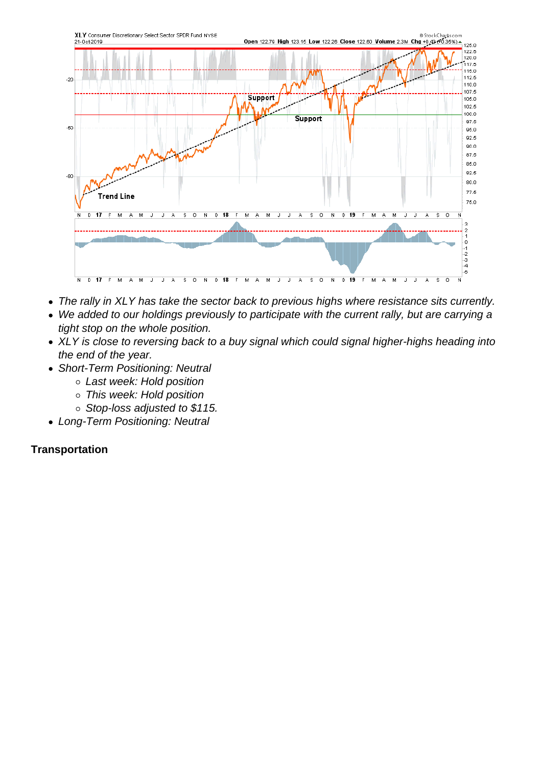- *The rally in XLY has take the sector back to previous highs where resistance sits currently.*
- *We added to our holdings previously to participate with the current rally, but are carrying a tight stop on the whole position.*
- *XLY is close to reversing back to a buy signal which could signal higher-highs heading into the end of the year.*
- *Short-Term Positioning: Neutral*
  - *Last week: Hold position*
  - *This week: Hold position*
  - *Stop-loss adjusted to $115.*
- *Long-Term Positioning: Neutral*

**Transportation**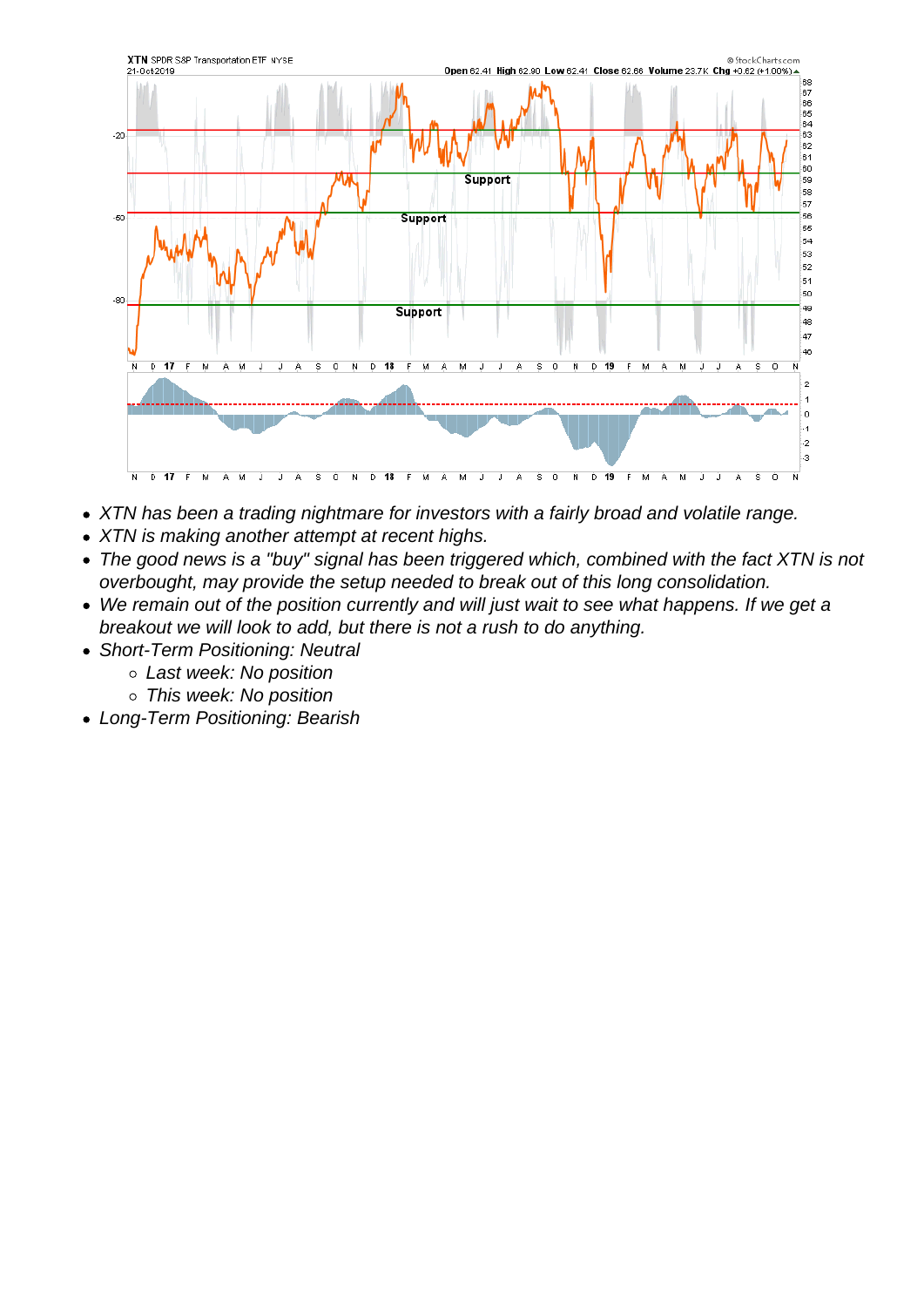XTN SPDR S&P Transportation ETF NYSE
21-Oct-2019
Open 62.41 High 62.90 Low 62.41 Close 62.66 Volume 23.7K Chg +0.62 (+1.00%)
@StockCharts.com

Support
Support
Support

- *XTN has been a trading nightmare for investors with a fairly broad and volatile range.*
- *XTN is making another attempt at recent highs.*
- *The good news is a "buy" signal has been triggered which, combined with the fact XTN is not overbought, may provide the setup needed to break out of this long consolidation.*
- *We remain out of the position currently and will just wait to see what happens. If we get a breakout we will look to add, but there is not a rush to do anything.*
- *Short-Term Positioning: Neutral*
  - *Last week: No position*
  - *This week: No position*
- *Long-Term Positioning: Bearish*